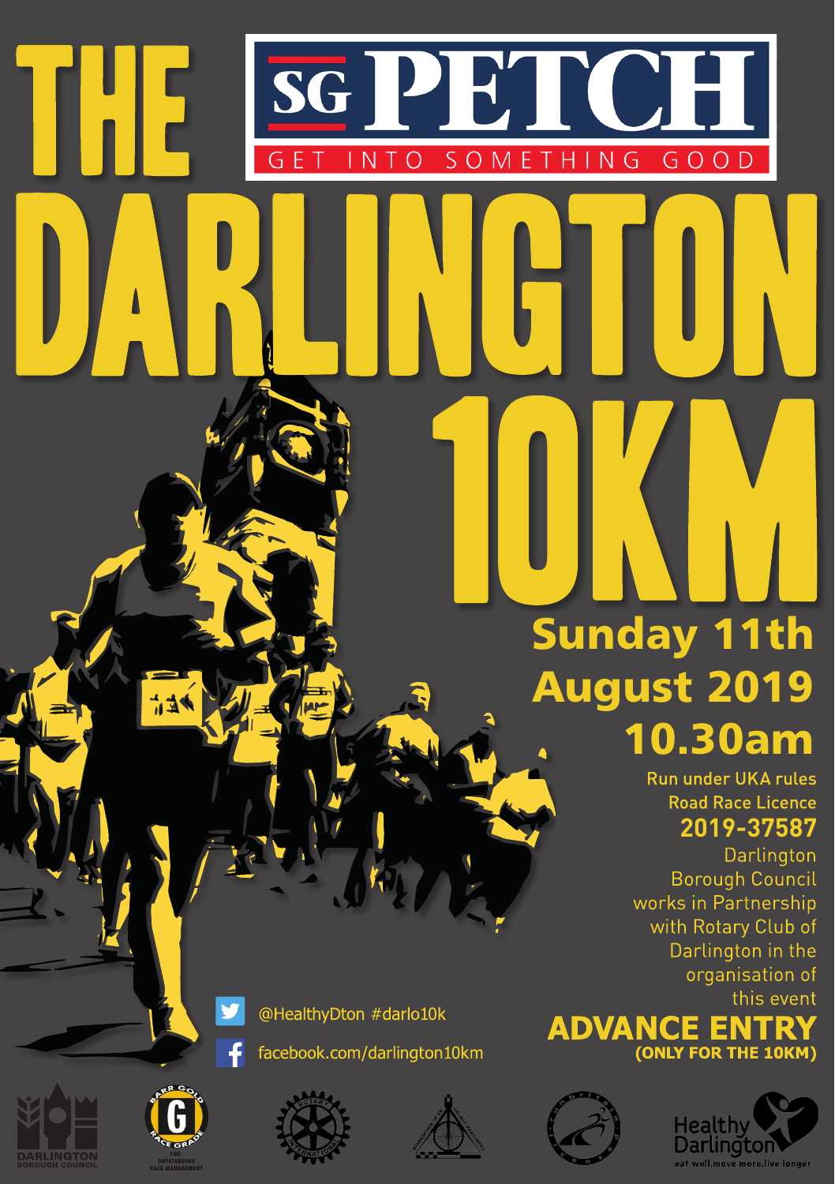# THE DARLINGTON 10KM

SG PETCH

GET INTO SOMETHING GOOD

**Sunday 11th August 2019**

**10.30am**

Run under UKA rules

Road Race Licence

**2019-37587**

Darlington Borough Council works in Partnership with Rotary Club of Darlington in the organisation of this event

@HealthyDton #darlo10k

facebook.com/darlington10km

**ADVANCE ENTRY**

**(ONLY FOR THE 10KM)**

DARLINGTON BOROUGH COUNCIL

BARR GOLD RACE GRADE FOR OUTSTANDING RACE MANAGEMENT

ROTARY INTERNATIONAL

Healthy Darlington eat well,move more,live longer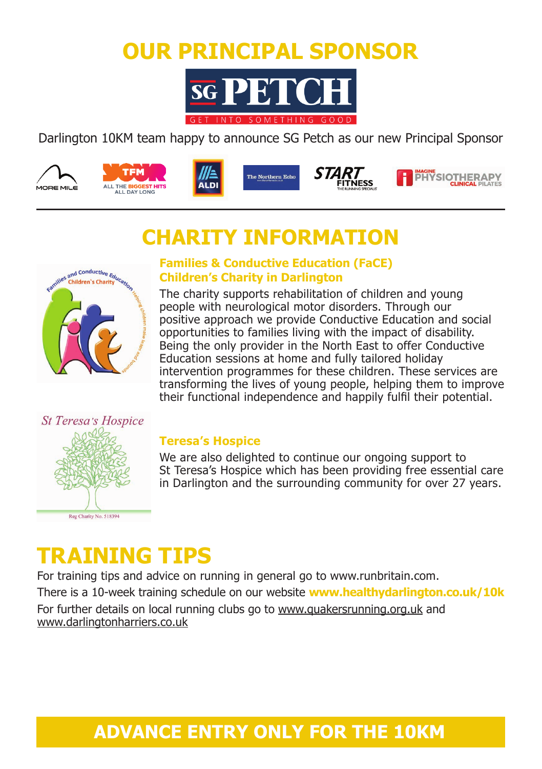# OUR PRINCIPAL SPONSOR

Darlington 10KM team happy to announce SG Petch as our new Principal Sponsor

# CHARITY INFORMATION

### Families & Conductive Education (FaCE) Children's Charity in Darlington

The charity supports rehabilitation of children and young people with neurological motor disorders. Through our positive approach we provide Conductive Education and social opportunities to families living with the impact of disability. Being the only provider in the North East to offer Conductive Education sessions at home and fully tailored holiday intervention programmes for these children. These services are transforming the lives of young people, helping them to improve their functional independence and happily fulfil their potential.

### Teresa's Hospice

We are also delighted to continue our ongoing support to St Teresa's Hospice which has been providing free essential care in Darlington and the surrounding community for over 27 years.

# TRAINING TIPS

For training tips and advice on running in general go to www.runbritain.com.

There is a 10-week training schedule on our website **www.healthydarlington.co.uk/10k**

For further details on local running clubs go to www.quakersrunning.org.uk and www.darlingtonharriers.co.uk

## ADVANCE ENTRY ONLY FOR THE 10KM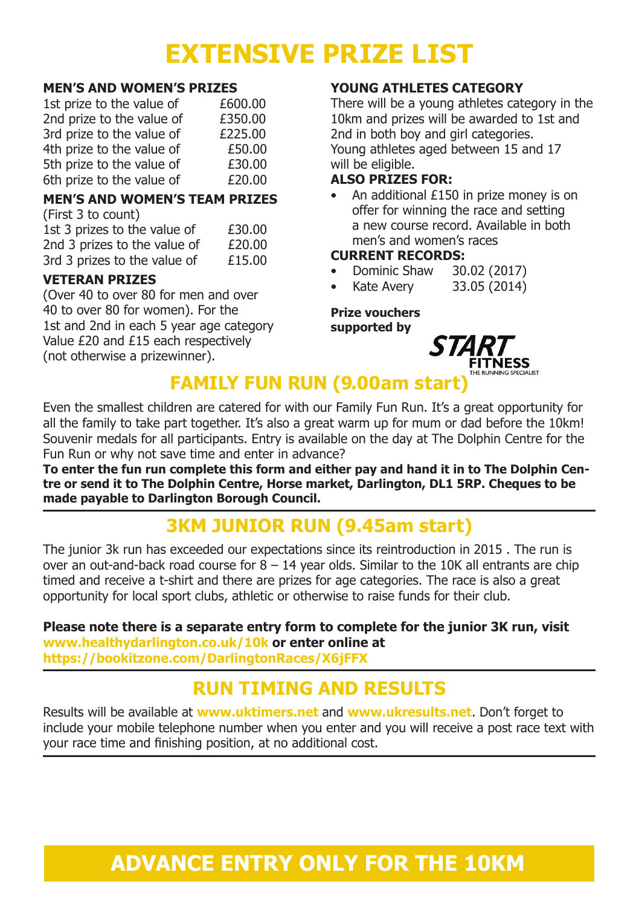# EXTENSIVE PRIZE LIST

### MEN'S AND WOMEN'S PRIZES

| | |
|---|---|
| 1st prize to the value of | £600.00 |
| 2nd prize to the value of | £350.00 |
| 3rd prize to the value of | £225.00 |
| 4th prize to the value of | £50.00 |
| 5th prize to the value of | £30.00 |
| 6th prize to the value of | £20.00 |

### MEN'S AND WOMEN'S TEAM PRIZES

(First 3 to count)

| | |
|---|---|
| 1st 3 prizes to the value of | £30.00 |
| 2nd 3 prizes to the value of | £20.00 |
| 3rd 3 prizes to the value of | £15.00 |

### VETERAN PRIZES

(Over 40 to over 80 for men and over 40 to over 80 for women). For the 1st and 2nd in each 5 year age category Value £20 and £15 each respectively (not otherwise a prizewinner).

### YOUNG ATHLETES CATEGORY

There will be a young athletes category in the 10km and prizes will be awarded to 1st and 2nd in both boy and girl categories.
Young athletes aged between 15 and 17 will be eligible.

### ALSO PRIZES FOR:

- An additional £150 in prize money is on offer for winning the race and setting a new course record. Available in both men's and women's races

### CURRENT RECORDS:

- Dominic Shaw 30.02 (2017)
- Kate Avery 33.05 (2014)

**Prize vouchers supported by**

START FITNESS THE RUNNING SPECIALIST

## FAMILY FUN RUN (9.00am start)

Even the smallest children are catered for with our Family Fun Run. It's a great opportunity for all the family to take part together. It's also a great warm up for mum or dad before the 10km! Souvenir medals for all participants. Entry is available on the day at The Dolphin Centre for the Fun Run or why not save time and enter in advance?

**To enter the fun run complete this form and either pay and hand it in to The Dolphin Centre or send it to The Dolphin Centre, Horse market, Darlington, DL1 5RP. Cheques to be made payable to Darlington Borough Council.**

## 3KM JUNIOR RUN (9.45am start)

The junior 3k run has exceeded our expectations since its reintroduction in 2015 . The run is over an out-and-back road course for 8 – 14 year olds. Similar to the 10K all entrants are chip timed and receive a t-shirt and there are prizes for age categories. The race is also a great opportunity for local sport clubs, athletic or otherwise to raise funds for their club.

**Please note there is a separate entry form to complete for the junior 3K run, visit www.healthydarlington.co.uk/10k or enter online at https://bookitzone.com/DarlingtonRaces/X6jFFX**

## RUN TIMING AND RESULTS

Results will be available at **www.uktimers.net** and **www.ukresults.net**. Don't forget to include your mobile telephone number when you enter and you will receive a post race text with your race time and finishing position, at no additional cost.

## ADVANCE ENTRY ONLY FOR THE 10KM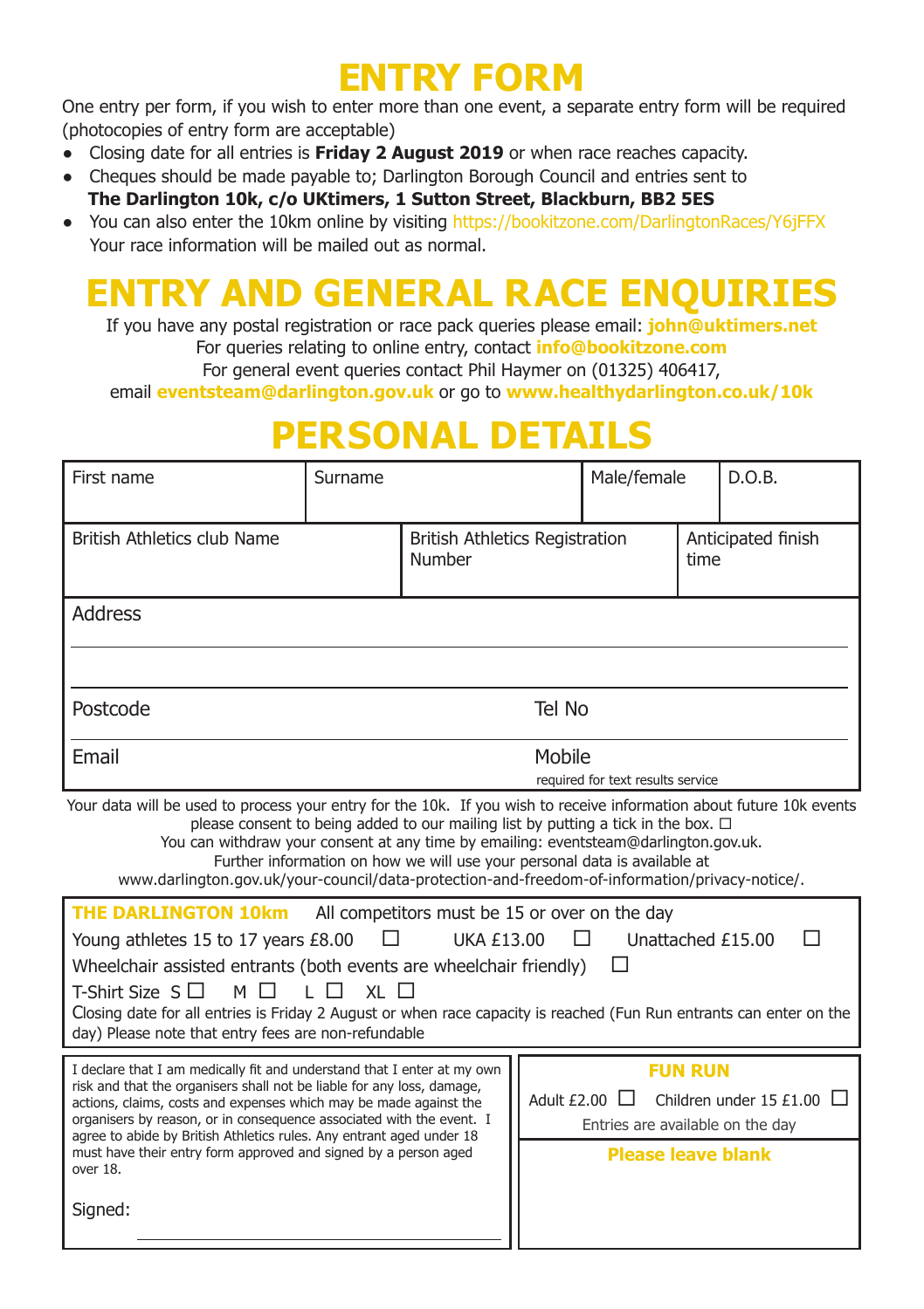# ENTRY FORM

One entry per form, if you wish to enter more than one event, a separate entry form will be required (photocopies of entry form are acceptable)

- Closing date for all entries is **Friday 2 August 2019** or when race reaches capacity.
- Cheques should be made payable to; Darlington Borough Council and entries sent to **The Darlington 10k, c/o UKtimers, 1 Sutton Street, Blackburn, BB2 5ES**
- You can also enter the 10km online by visiting https://bookitzone.com/DarlingtonRaces/Y6jFFX Your race information will be mailed out as normal.

# ENTRY AND GENERAL RACE ENQUIRIES

If you have any postal registration or race pack queries please email: **john@uktimers.net**
For queries relating to online entry, contact **info@bookitzone.com**
For general event queries contact Phil Haymer on (01325) 406417,
email **eventsteam@darlington.gov.uk** or go to **www.healthydarlington.co.uk/10k**

# PERSONAL DETAILS

| | | | |
|---|---|---|---|
| First name | Surname | Male/female | D.O.B. |
| British Athletics club Name | British Athletics Registration Number | Anticipated finish time | |
| Address | | | |
| Postcode | Tel No | | |
| Email | Mobile (required for text results service) | | |

Your data will be used to process your entry for the 10k. If you wish to receive information about future 10k events please consent to being added to our mailing list by putting a tick in the box. ☐
You can withdraw your consent at any time by emailing: eventsteam@darlington.gov.uk.
Further information on how we will use your personal data is available at
www.darlington.gov.uk/your-council/data-protection-and-freedom-of-information/privacy-notice/.

**THE DARLINGTON 10km** All competitors must be 15 or over on the day

Young athletes 15 to 17 years £8.00 ☐ UKA £13.00 ☐ Unattached £15.00 ☐

Wheelchair assisted entrants (both events are wheelchair friendly) ☐

T-Shirt Size S ☐ M ☐ L ☐ XL ☐

Closing date for all entries is Friday 2 August or when race capacity is reached (Fun Run entrants can enter on the day) Please note that entry fees are non-refundable

I declare that I am medically fit and understand that I enter at my own risk and that the organisers shall not be liable for any loss, damage, actions, claims, costs and expenses which may be made against the organisers by reason, or in consequence associated with the event. I agree to abide by British Athletics rules. Any entrant aged under 18 must have their entry form approved and signed by a person aged over 18.

Signed: ______________________

**FUN RUN**

Adult £2.00 ☐ Children under 15 £1.00 ☐

Entries are available on the day

**Please leave blank**